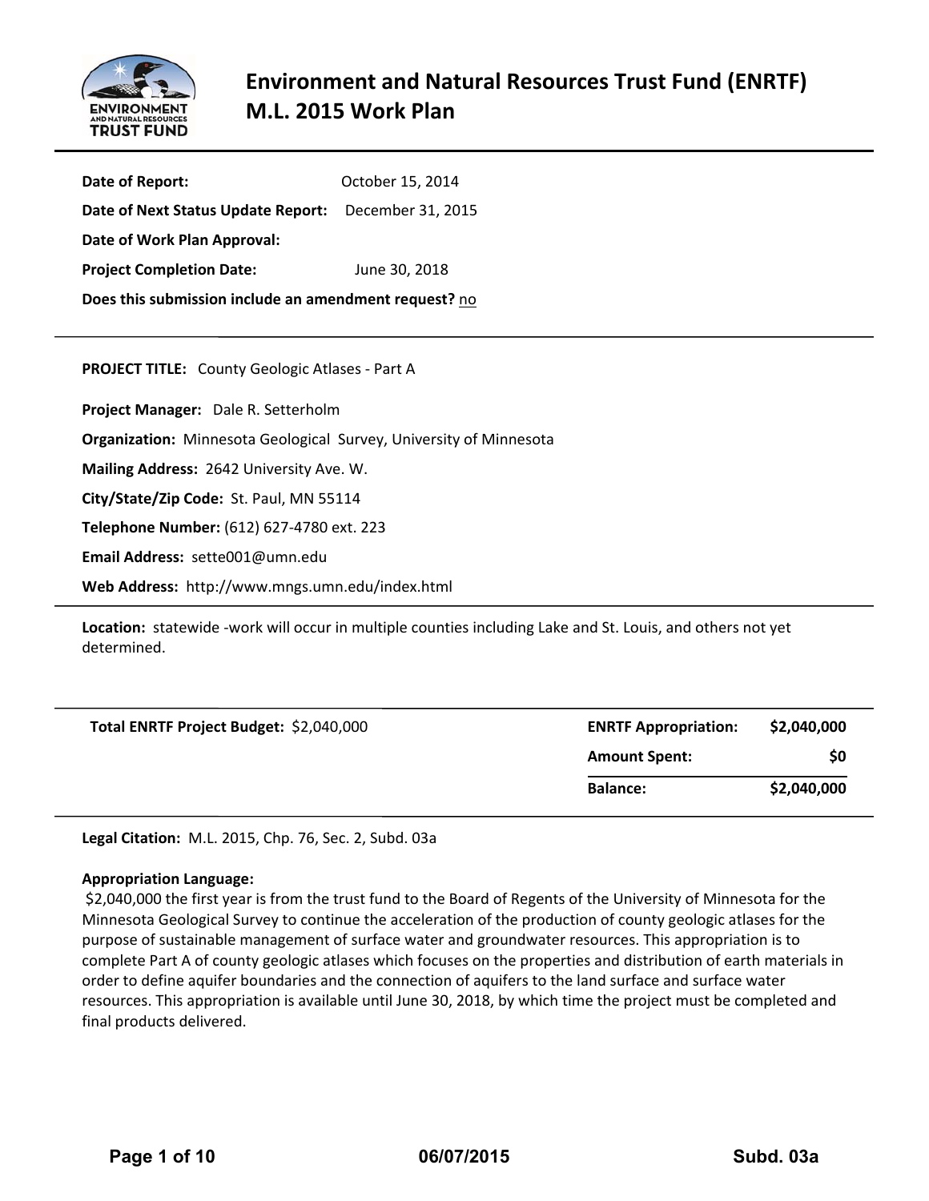# Environment and Natural Resources Trust Fund (ENRTF) M.L. 2015 Work Plan

**Date of Report:** October 15, 2014

**Date of Next Status Update Report:** December 31, 2015

**Date of Work Plan Approval:**

**Project Completion Date:** June 30, 2018

**Does this submission include an amendment request?** no

---

**PROJECT TITLE:** County Geologic Atlases - Part A

**Project Manager:** Dale R. Setterholm

**Organization:** Minnesota Geological Survey, University of Minnesota

**Mailing Address:** 2642 University Ave. W.

**City/State/Zip Code:** St. Paul, MN 55114

**Telephone Number:** (612) 627-4780 ext. 223

**Email Address:** sette001@umn.edu

**Web Address:** http://www.mngs.umn.edu/index.html

---

**Location:** statewide -work will occur in multiple counties including Lake and St. Louis, and others not yet determined.

---

**Total ENRTF Project Budget:** $2,040,000

| | |
|---|---|
| **ENRTF Appropriation:** | **$2,040,000** |
| **Amount Spent:** | **$0** |
| **Balance:** | **$2,040,000** |

---

**Legal Citation:** M.L. 2015, Chp. 76, Sec. 2, Subd. 03a

**Appropriation Language:**

$2,040,000 the first year is from the trust fund to the Board of Regents of the University of Minnesota for the Minnesota Geological Survey to continue the acceleration of the production of county geologic atlases for the purpose of sustainable management of surface water and groundwater resources. This appropriation is to complete Part A of county geologic atlases which focuses on the properties and distribution of earth materials in order to define aquifer boundaries and the connection of aquifers to the land surface and surface water resources. This appropriation is available until June 30, 2018, by which time the project must be completed and final products delivered.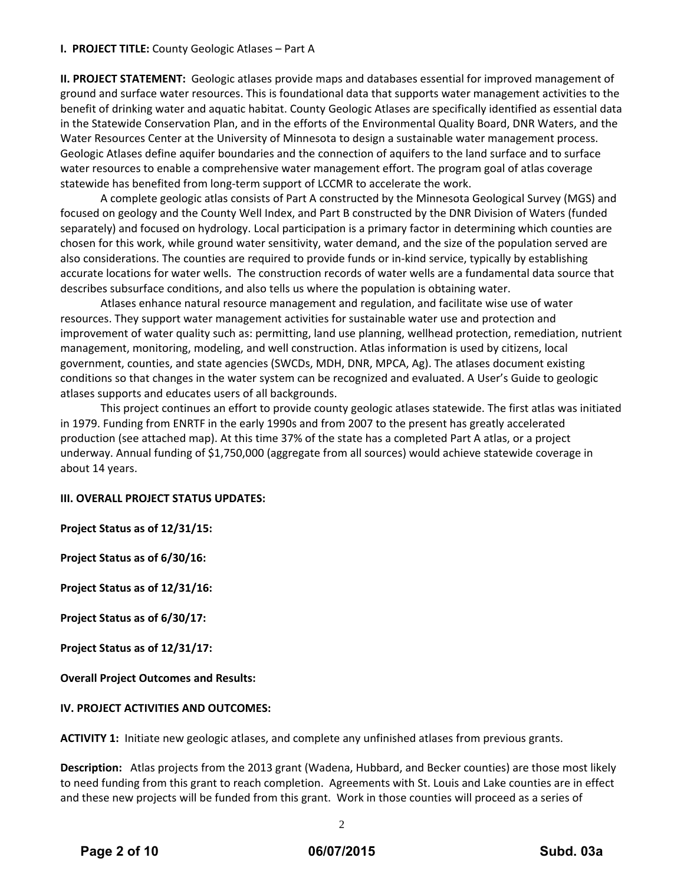**I. PROJECT TITLE:** County Geologic Atlases – Part A

**II. PROJECT STATEMENT:** Geologic atlases provide maps and databases essential for improved management of ground and surface water resources. This is foundational data that supports water management activities to the benefit of drinking water and aquatic habitat. County Geologic Atlases are specifically identified as essential data in the Statewide Conservation Plan, and in the efforts of the Environmental Quality Board, DNR Waters, and the Water Resources Center at the University of Minnesota to design a sustainable water management process. Geologic Atlases define aquifer boundaries and the connection of aquifers to the land surface and to surface water resources to enable a comprehensive water management effort. The program goal of atlas coverage statewide has benefited from long-term support of LCCMR to accelerate the work.

A complete geologic atlas consists of Part A constructed by the Minnesota Geological Survey (MGS) and focused on geology and the County Well Index, and Part B constructed by the DNR Division of Waters (funded separately) and focused on hydrology. Local participation is a primary factor in determining which counties are chosen for this work, while ground water sensitivity, water demand, and the size of the population served are also considerations. The counties are required to provide funds or in-kind service, typically by establishing accurate locations for water wells. The construction records of water wells are a fundamental data source that describes subsurface conditions, and also tells us where the population is obtaining water.

Atlases enhance natural resource management and regulation, and facilitate wise use of water resources. They support water management activities for sustainable water use and protection and improvement of water quality such as: permitting, land use planning, wellhead protection, remediation, nutrient management, monitoring, modeling, and well construction. Atlas information is used by citizens, local government, counties, and state agencies (SWCDs, MDH, DNR, MPCA, Ag). The atlases document existing conditions so that changes in the water system can be recognized and evaluated. A User's Guide to geologic atlases supports and educates users of all backgrounds.

This project continues an effort to provide county geologic atlases statewide. The first atlas was initiated in 1979. Funding from ENRTF in the early 1990s and from 2007 to the present has greatly accelerated production (see attached map). At this time 37% of the state has a completed Part A atlas, or a project underway. Annual funding of $1,750,000 (aggregate from all sources) would achieve statewide coverage in about 14 years.

**III. OVERALL PROJECT STATUS UPDATES:**

**Project Status as of 12/31/15:**

**Project Status as of 6/30/16:**

**Project Status as of 12/31/16:**

**Project Status as of 6/30/17:**

**Project Status as of 12/31/17:**

**Overall Project Outcomes and Results:**

**IV. PROJECT ACTIVITIES AND OUTCOMES:**

**ACTIVITY 1:** Initiate new geologic atlases, and complete any unfinished atlases from previous grants.

**Description:** Atlas projects from the 2013 grant (Wadena, Hubbard, and Becker counties) are those most likely to need funding from this grant to reach completion. Agreements with St. Louis and Lake counties are in effect and these new projects will be funded from this grant. Work in those counties will proceed as a series of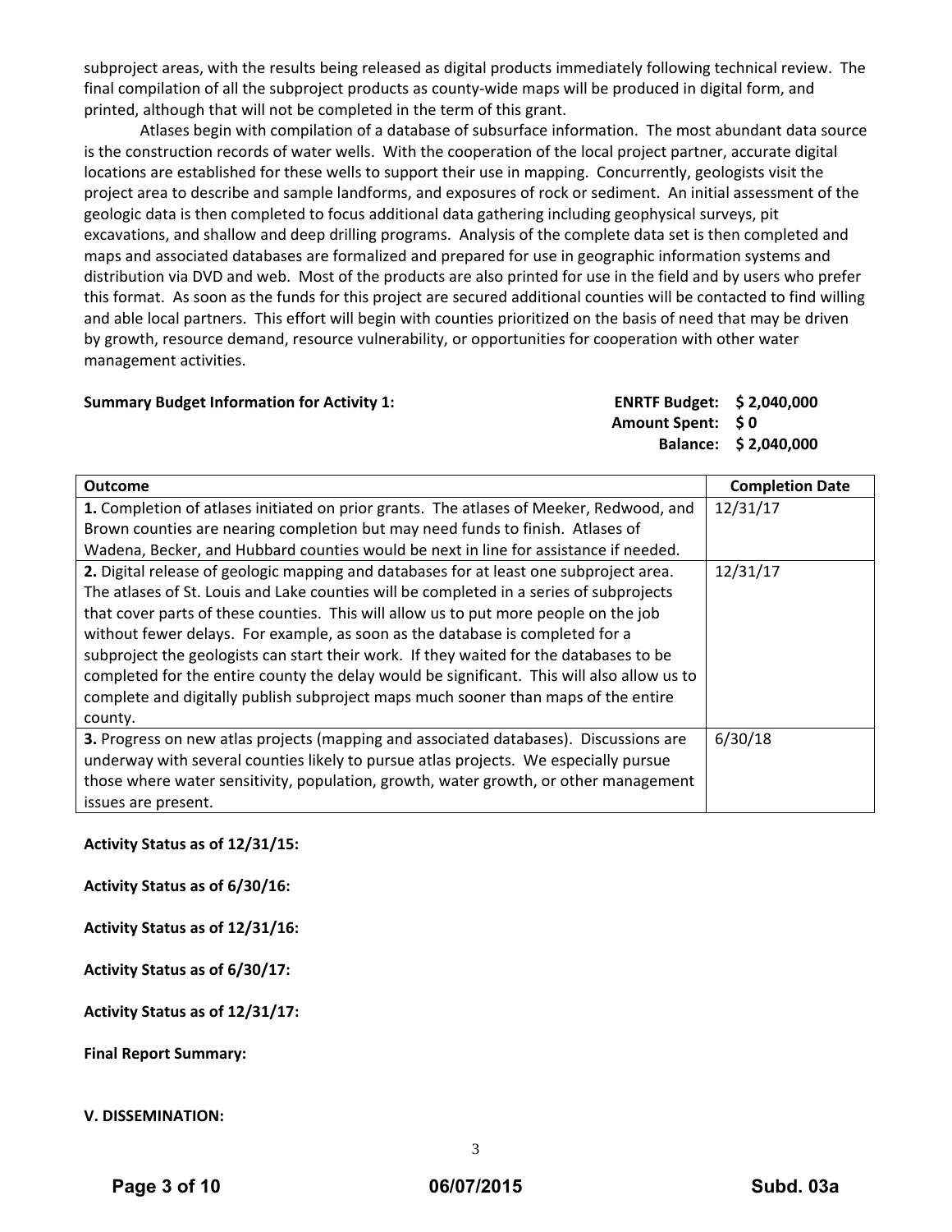subproject areas, with the results being released as digital products immediately following technical review. The final compilation of all the subproject products as county-wide maps will be produced in digital form, and printed, although that will not be completed in the term of this grant.

Atlases begin with compilation of a database of subsurface information. The most abundant data source is the construction records of water wells. With the cooperation of the local project partner, accurate digital locations are established for these wells to support their use in mapping. Concurrently, geologists visit the project area to describe and sample landforms, and exposures of rock or sediment. An initial assessment of the geologic data is then completed to focus additional data gathering including geophysical surveys, pit excavations, and shallow and deep drilling programs. Analysis of the complete data set is then completed and maps and associated databases are formalized and prepared for use in geographic information systems and distribution via DVD and web. Most of the products are also printed for use in the field and by users who prefer this format. As soon as the funds for this project are secured additional counties will be contacted to find willing and able local partners. This effort will begin with counties prioritized on the basis of need that may be driven by growth, resource demand, resource vulnerability, or opportunities for cooperation with other water management activities.

**Summary Budget Information for Activity 1:**

**ENRTF Budget: $ 2,040,000**
**Amount Spent: $ 0**
**Balance: $ 2,040,000**

| Outcome | Completion Date |
|---|---|
| **1.** Completion of atlases initiated on prior grants. The atlases of Meeker, Redwood, and Brown counties are nearing completion but may need funds to finish. Atlases of Wadena, Becker, and Hubbard counties would be next in line for assistance if needed. | 12/31/17 |
| **2.** Digital release of geologic mapping and databases for at least one subproject area. The atlases of St. Louis and Lake counties will be completed in a series of subprojects that cover parts of these counties. This will allow us to put more people on the job without fewer delays. For example, as soon as the database is completed for a subproject the geologists can start their work. If they waited for the databases to be completed for the entire county the delay would be significant. This will also allow us to complete and digitally publish subproject maps much sooner than maps of the entire county. | 12/31/17 |
| **3.** Progress on new atlas projects (mapping and associated databases). Discussions are underway with several counties likely to pursue atlas projects. We especially pursue those where water sensitivity, population, growth, water growth, or other management issues are present. | 6/30/18 |

**Activity Status as of 12/31/15:**

**Activity Status as of 6/30/16:**

**Activity Status as of 12/31/16:**

**Activity Status as of 6/30/17:**

**Activity Status as of 12/31/17:**

**Final Report Summary:**

**V. DISSEMINATION:**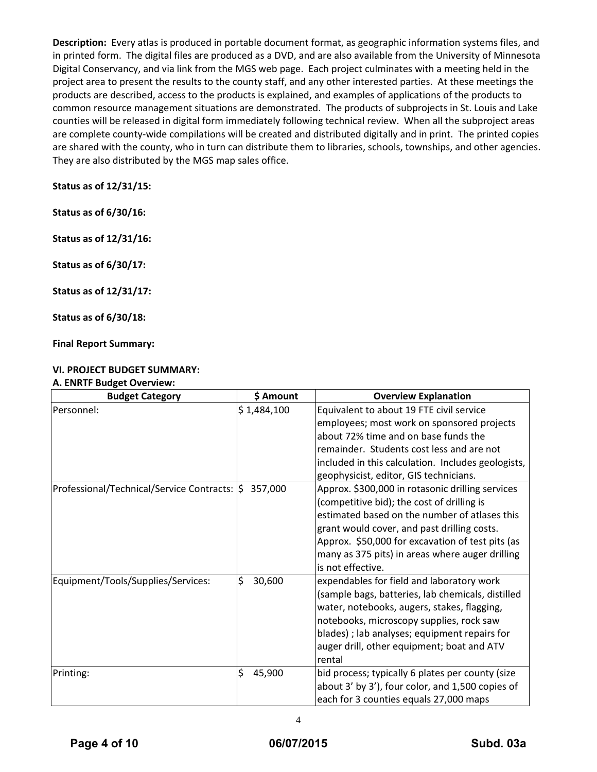**Description:** Every atlas is produced in portable document format, as geographic information systems files, and in printed form. The digital files are produced as a DVD, and are also available from the University of Minnesota Digital Conservancy, and via link from the MGS web page. Each project culminates with a meeting held in the project area to present the results to the county staff, and any other interested parties. At these meetings the products are described, access to the products is explained, and examples of applications of the products to common resource management situations are demonstrated. The products of subprojects in St. Louis and Lake counties will be released in digital form immediately following technical review. When all the subproject areas are complete county-wide compilations will be created and distributed digitally and in print. The printed copies are shared with the county, who in turn can distribute them to libraries, schools, townships, and other agencies. They are also distributed by the MGS map sales office.

**Status as of 12/31/15:**

**Status as of 6/30/16:**

**Status as of 12/31/16:**

**Status as of 6/30/17:**

**Status as of 12/31/17:**

**Status as of 6/30/18:**

**Final Report Summary:**

**VI. PROJECT BUDGET SUMMARY:**

**A. ENRTF Budget Overview:**

| Budget Category | $ Amount | Overview Explanation |
|---|---|---|
| Personnel: | $ 1,484,100 | Equivalent to about 19 FTE civil service employees; most work on sponsored projects about 72% time and on base funds the remainder. Students cost less and are not included in this calculation. Includes geologists, geophysicist, editor, GIS technicians. |
| Professional/Technical/Service Contracts: | $ 357,000 | Approx. $300,000 in rotasonic drilling services (competitive bid); the cost of drilling is estimated based on the number of atlases this grant would cover, and past drilling costs. Approx. $50,000 for excavation of test pits (as many as 375 pits) in areas where auger drilling is not effective. |
| Equipment/Tools/Supplies/Services: | $ 30,600 | expendables for field and laboratory work (sample bags, batteries, lab chemicals, distilled water, notebooks, augers, stakes, flagging, notebooks, microscopy supplies, rock saw blades) ; lab analyses; equipment repairs for auger drill, other equipment; boat and ATV rental |
| Printing: | $ 45,900 | bid process; typically 6 plates per county (size about 3' by 3'), four color, and 1,500 copies of each for 3 counties equals 27,000 maps |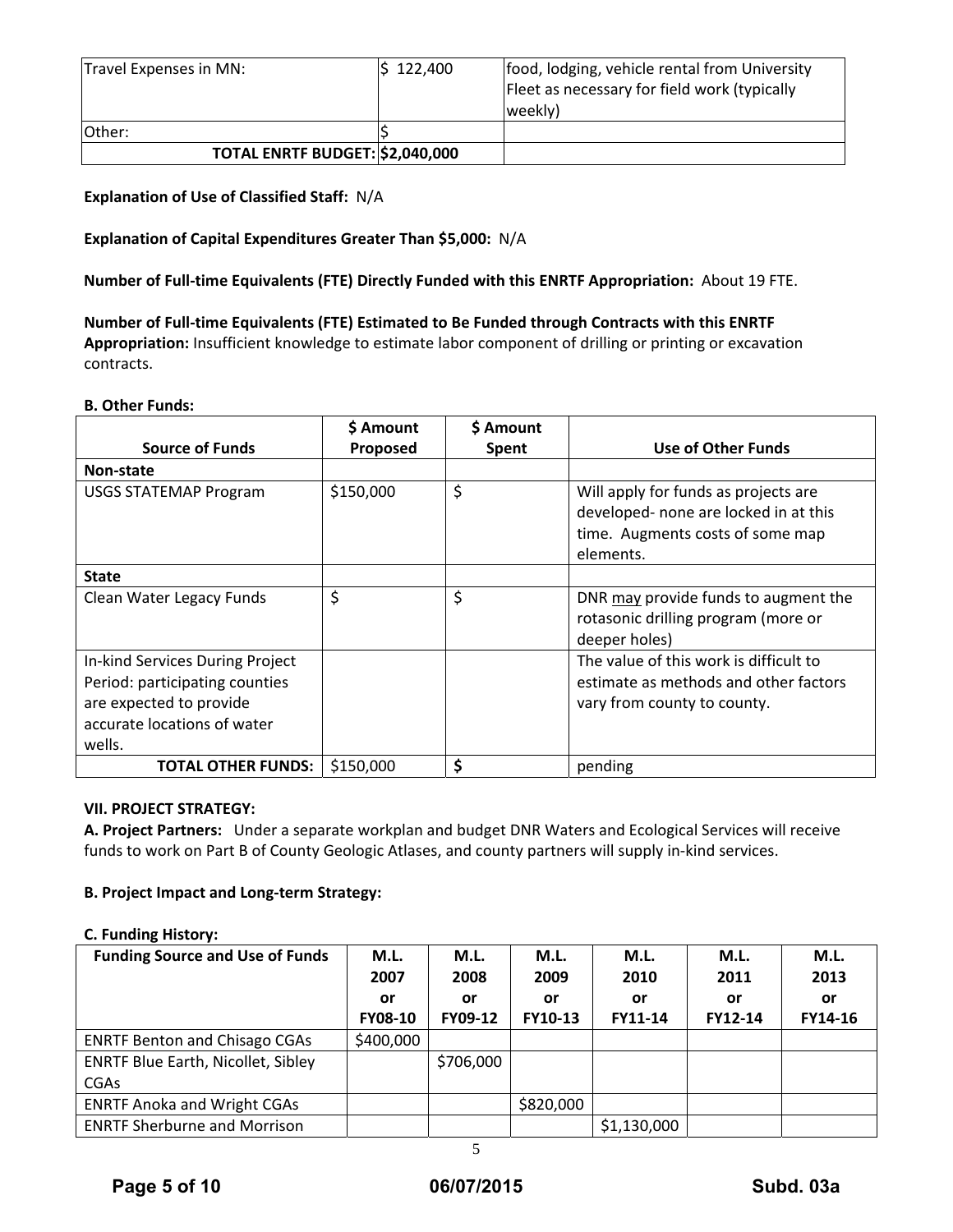| Travel Expenses in MN: | $ 122,400 | food, lodging, vehicle rental from University Fleet as necessary for field work (typically weekly) |
|---|---|---|
| Other: | $ | |
| **TOTAL ENRTF BUDGET:** | **$2,040,000** | |

**Explanation of Use of Classified Staff:** N/A

**Explanation of Capital Expenditures Greater Than $5,000:** N/A

**Number of Full-time Equivalents (FTE) Directly Funded with this ENRTF Appropriation:** About 19 FTE.

**Number of Full-time Equivalents (FTE) Estimated to Be Funded through Contracts with this ENRTF Appropriation:** Insufficient knowledge to estimate labor component of drilling or printing or excavation contracts.

**B. Other Funds:**

| Source of Funds | $ Amount Proposed | $ Amount Spent | Use of Other Funds |
|---|---|---|---|
| **Non-state** | | | |
| USGS STATEMAP Program | $150,000 | $ | Will apply for funds as projects are developed- none are locked in at this time. Augments costs of some map elements. |
| **State** | | | |
| Clean Water Legacy Funds | $ | $ | DNR <u>may</u> provide funds to augment the rotasonic drilling program (more or deeper holes) |
| In-kind Services During Project Period: participating counties are expected to provide accurate locations of water wells. | | | The value of this work is difficult to estimate as methods and other factors vary from county to county. |
| **TOTAL OTHER FUNDS:** | $150,000 | **$** | pending |

**VII. PROJECT STRATEGY:**

**A. Project Partners:** Under a separate workplan and budget DNR Waters and Ecological Services will receive funds to work on Part B of County Geologic Atlases, and county partners will supply in-kind services.

**B. Project Impact and Long-term Strategy:**

**C. Funding History:**

| Funding Source and Use of Funds | M.L. 2007 or FY08-10 | M.L. 2008 or FY09-12 | M.L. 2009 or FY10-13 | M.L. 2010 or FY11-14 | M.L. 2011 or FY12-14 | M.L. 2013 or FY14-16 |
|---|---|---|---|---|---|---|
| ENRTF Benton and Chisago CGAs | $400,000 | | | | | |
| ENRTF Blue Earth, Nicollet, Sibley CGAs | | $706,000 | | | | |
| ENRTF Anoka and Wright CGAs | | | $820,000 | | | |
| ENRTF Sherburne and Morrison | | | | $1,130,000 | | |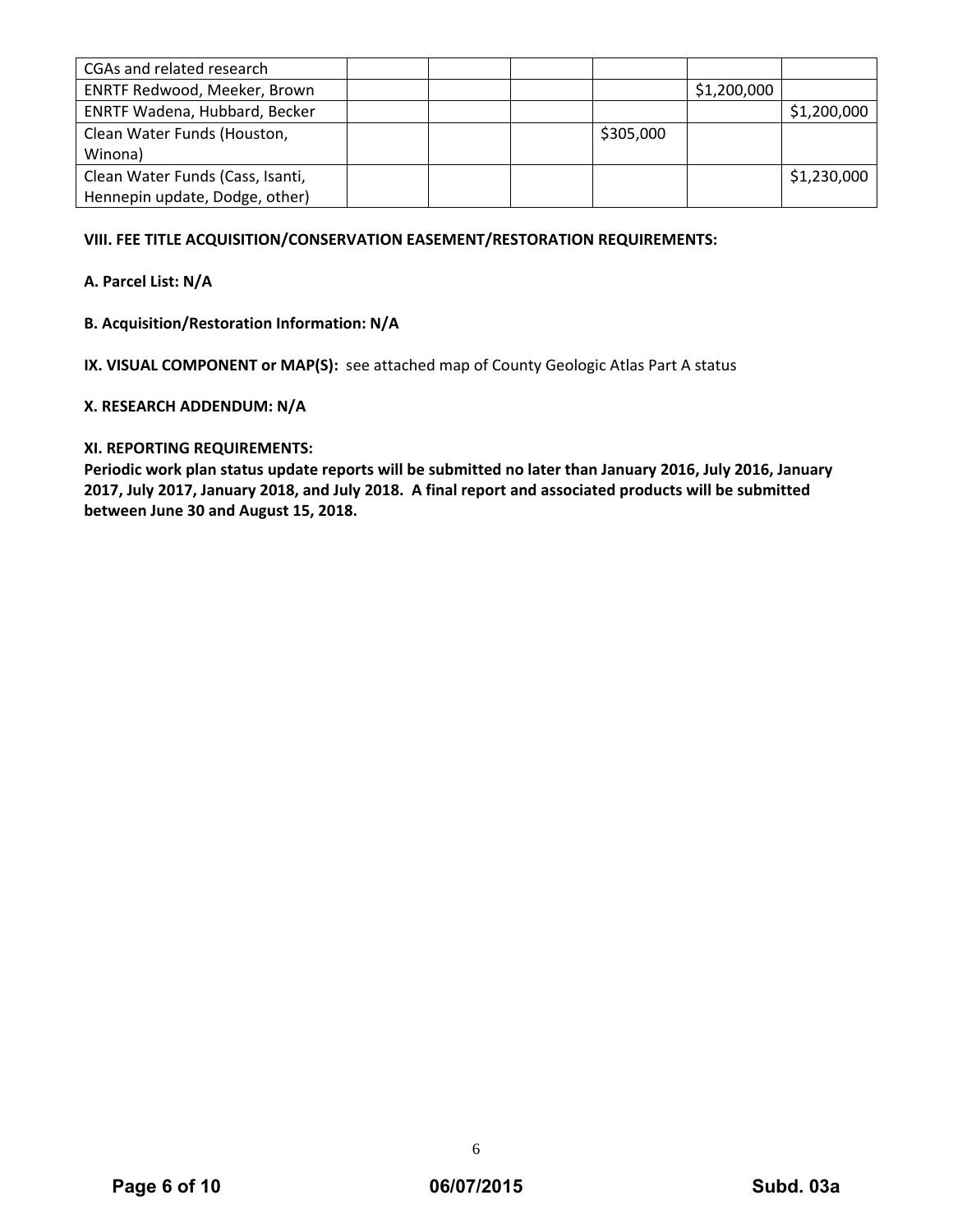| CGAs and related research | | | | | | |
|---|---|---|---|---|---|---|
| ENRTF Redwood, Meeker, Brown | | | | | $1,200,000 | |
| ENRTF Wadena, Hubbard, Becker | | | | | | $1,200,000 |
| Clean Water Funds (Houston, Winona) | | | | $305,000 | | |
| Clean Water Funds (Cass, Isanti, Hennepin update, Dodge, other) | | | | | | $1,230,000 |

**VIII. FEE TITLE ACQUISITION/CONSERVATION EASEMENT/RESTORATION REQUIREMENTS:**

**A. Parcel List: N/A**

**B. Acquisition/Restoration Information: N/A**

**IX. VISUAL COMPONENT or MAP(S):** see attached map of County Geologic Atlas Part A status

**X. RESEARCH ADDENDUM: N/A**

**XI. REPORTING REQUIREMENTS:**
**Periodic work plan status update reports will be submitted no later than January 2016, July 2016, January 2017, July 2017, January 2018, and July 2018. A final report and associated products will be submitted between June 30 and August 15, 2018.**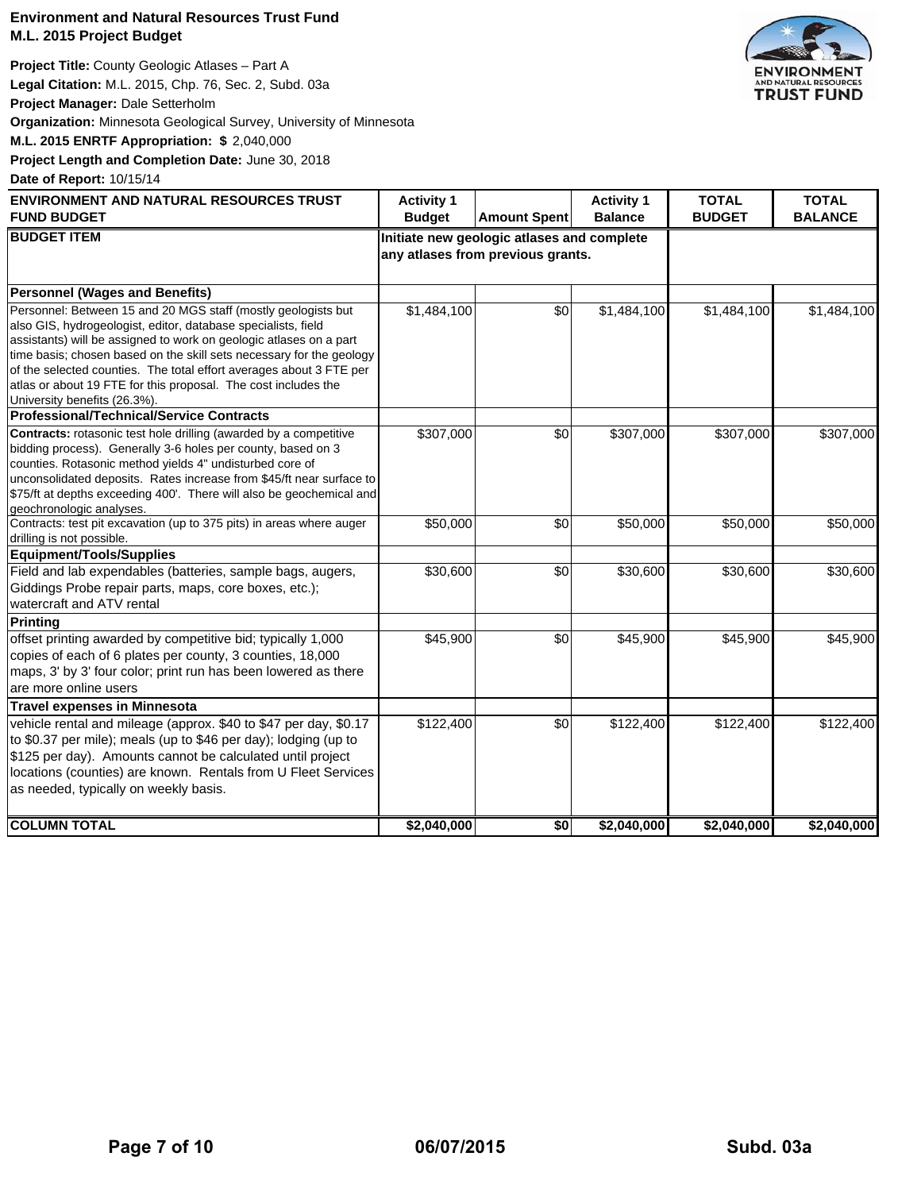**Environment and Natural Resources Trust Fund**
**M.L. 2015 Project Budget**

**Project Title:** County Geologic Atlases – Part A
**Legal Citation:** M.L. 2015, Chp. 76, Sec. 2, Subd. 03a
**Project Manager:** Dale Setterholm
**Organization:** Minnesota Geological Survey, University of Minnesota
**M.L. 2015 ENRTF Appropriation: $** 2,040,000
**Project Length and Completion Date:** June 30, 2018
**Date of Report:** 10/15/14

| ENVIRONMENT AND NATURAL RESOURCES TRUST FUND BUDGET | Activity 1 Budget | Amount Spent | Activity 1 Balance | TOTAL BUDGET | TOTAL BALANCE |
|---|---|---|---|---|---|
| **BUDGET ITEM** | **Initiate new geologic atlases and complete any atlases from previous grants.** | | | | |
| **Personnel (Wages and Benefits)** | | | | | |
| Personnel: Between 15 and 20 MGS staff (mostly geologists but also GIS, hydrogeologist, editor, database specialists, field assistants) will be assigned to work on geologic atlases on a part time basis; chosen based on the skill sets necessary for the geology of the selected counties. The total effort averages about 3 FTE per atlas or about 19 FTE for this proposal. The cost includes the University benefits (26.3%). | $1,484,100 | $0 | $1,484,100 | $1,484,100 | $1,484,100 |
| **Professional/Technical/Service Contracts** | | | | | |
| **Contracts:** rotasonic test hole drilling (awarded by a competitive bidding process). Generally 3-6 holes per county, based on 3 counties. Rotasonic method yields 4" undisturbed core of unconsolidated deposits. Rates increase from $45/ft near surface to $75/ft at depths exceeding 400'. There will also be geochemical and geochronologic analyses. | $307,000 | $0 | $307,000 | $307,000 | $307,000 |
| Contracts: test pit excavation (up to 375 pits) in areas where auger drilling is not possible. | $50,000 | $0 | $50,000 | $50,000 | $50,000 |
| **Equipment/Tools/Supplies** | | | | | |
| Field and lab expendables (batteries, sample bags, augers, Giddings Probe repair parts, maps, core boxes, etc.); watercraft and ATV rental | $30,600 | $0 | $30,600 | $30,600 | $30,600 |
| **Printing** | | | | | |
| offset printing awarded by competitive bid; typically 1,000 copies of each of 6 plates per county, 3 counties, 18,000 maps, 3' by 3' four color; print run has been lowered as there are more online users | $45,900 | $0 | $45,900 | $45,900 | $45,900 |
| **Travel expenses in Minnesota** | | | | | |
| vehicle rental and mileage (approx. $40 to $47 per day, $0.17 to $0.37 per mile); meals (up to $46 per day); lodging (up to $125 per day). Amounts cannot be calculated until project locations (counties) are known. Rentals from U Fleet Services as needed, typically on weekly basis. | $122,400 | $0 | $122,400 | $122,400 | $122,400 |
| **COLUMN TOTAL** | **$2,040,000** | **$0** | **$2,040,000** | **$2,040,000** | **$2,040,000** |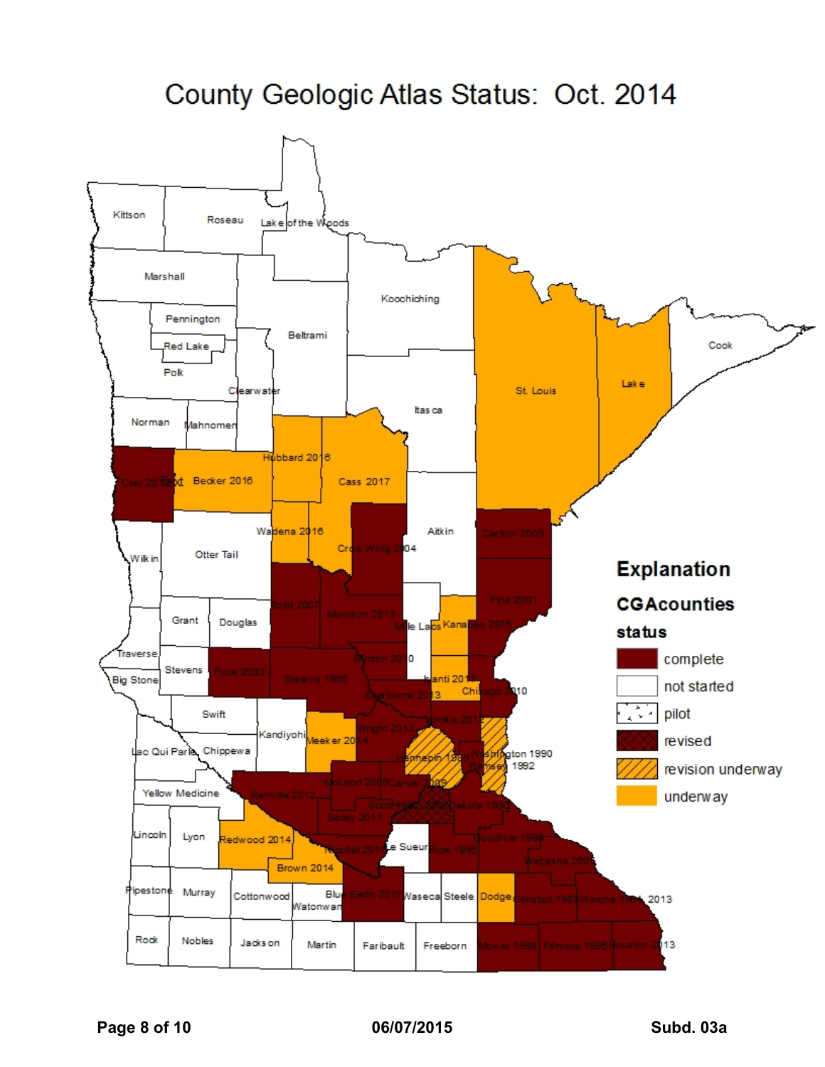# County Geologic Atlas Status: Oct. 2014

Kittson

Roseau

Lake of the Woods

Marshall

Koochiching

Pennington

Beltrami

Red Lake

Cook

Polk

St. Louis

Lake

Clearwater

Itasca

Norman

Mahnomen

Hubbard 2016

Cass 2017

Clay 2015

Becker 2016

Wadena 2016

Aitkin

Carlton 2009

Wilkin

Otter Tail

Crow Wing 2004

Todd 2007

Pine 2001

Grant

Douglas

Morrison 2013

Mille Lacs

Kanabec 2015

Traverse

Benton 2010

Stevens

Pope 2003

Big Stone

Stearns 1995

Isanti 2017

Sherburne 2013

Chisago 2010

Swift

Anoka 2012

Kandiyohi

Wright 2013

Meeker 2014

Hennepin 1989

Washington 1990

Lac Qui Parle

Chippewa

Ramsey 1992

McLeod 2009

Carver 2009

Yellow Medicine

Renville 2012

Scott 1982 2009

Dakota 1990

Sibley 2011

Lincoln

Lyon

Redwood 2014

Goodhue 1998

Nicollet 2013

Le Sueur

Rice 1995

Wabasha 2005

Brown 2014

Pipestone

Murray

Cottonwood

Blue Earth 2011

Watonwan

Waseca

Steele

Dodge

Olmsted 1988

Winona 1984, 2013

Rock

Nobles

Jackson

Martin

Faribault

Freeborn

Mower 1998

Fillmore 1995

Houston 2013

**Explanation**

**CGAcounties**

**status**

- complete
- not started
- pilot
- revised
- revision underway
- underway

**Subd. 03a**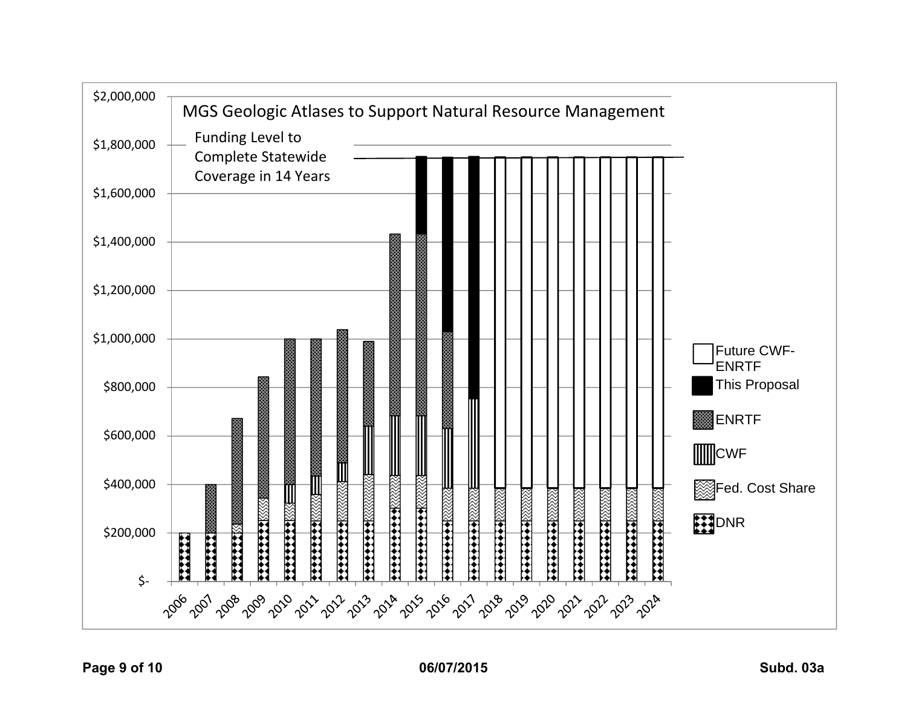MGS Geologic Atlases to Support Natural Resource Management

Funding Level to Complete Statewide Coverage in 14 Years

$2,000,000
$1,800,000
$1,600,000
$1,400,000
$1,200,000
$1,000,000
$800,000
$600,000
$400,000
$200,000
$-

2006
2007
2008
2009
2010
2011
2012
2013
2014
2015
2016
2017
2018
2019
2020
2021
2022
2023
2024

Future CWF-ENRTF
This Proposal
ENRTF
CWF
Fed. Cost Share
DNR

Subd. 03a